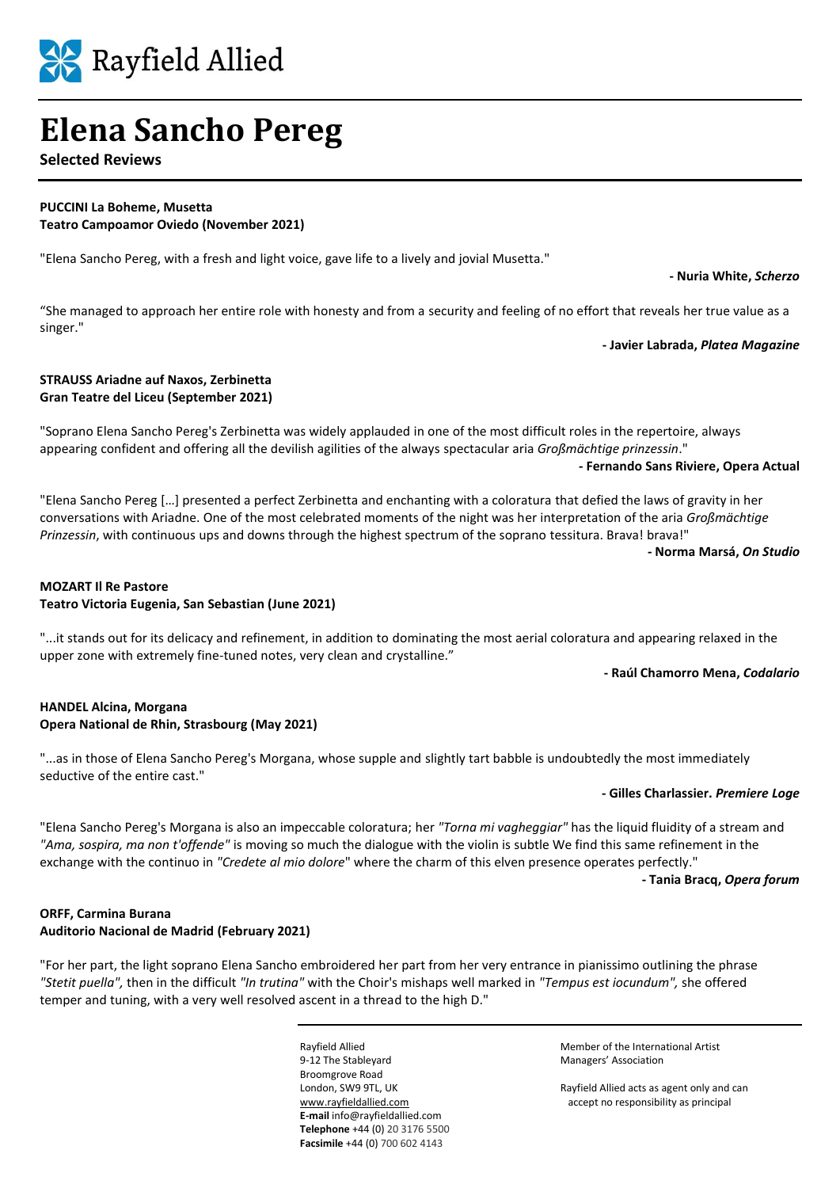Rayfield Allied

# Elena Sancho Pereg

**Selected Reviews**

**PUCCINI La Boheme, Musetta**
**Teatro Campoamor Oviedo (November 2021)**

"Elena Sancho Pereg, with a fresh and light voice, gave life to a lively and jovial Musetta."

**- Nuria White, *Scherzo***

“She managed to approach her entire role with honesty and from a security and feeling of no effort that reveals her true value as a singer."

**- Javier Labrada, *Platea Magazine***

**STRAUSS Ariadne auf Naxos, Zerbinetta**
**Gran Teatre del Liceu (September 2021)**

"Soprano Elena Sancho Pereg's Zerbinetta was widely applauded in one of the most difficult roles in the repertoire, always appearing confident and offering all the devilish agilities of the always spectacular aria *Großmächtige prinzessin*."

**- Fernando Sans Riviere, Opera Actual**

"Elena Sancho Pereg […] presented a perfect Zerbinetta and enchanting with a coloratura that defied the laws of gravity in her conversations with Ariadne. One of the most celebrated moments of the night was her interpretation of the aria *Großmächtige Prinzessin*, with continuous ups and downs through the highest spectrum of the soprano tessitura. Brava! brava!"

**- Norma Marsá, *On Studio***

**MOZART Il Re Pastore**
**Teatro Victoria Eugenia, San Sebastian (June 2021)**

"...it stands out for its delicacy and refinement, in addition to dominating the most aerial coloratura and appearing relaxed in the upper zone with extremely fine-tuned notes, very clean and crystalline.”

**- Raúl Chamorro Mena, *Codalario***

**HANDEL Alcina, Morgana**
**Opera National de Rhin, Strasbourg (May 2021)**

"...as in those of Elena Sancho Pereg's Morgana, whose supple and slightly tart babble is undoubtedly the most immediately seductive of the entire cast."

**- Gilles Charlassier. *Premiere Loge***

"Elena Sancho Pereg's Morgana is also an impeccable coloratura; her *"Torna mi vagheggiar"* has the liquid fluidity of a stream and *"Ama, sospira, ma non t'offende"* is moving so much the dialogue with the violin is subtle We find this same refinement in the exchange with the continuo in *"Credete al mio dolore*" where the charm of this elven presence operates perfectly."

**- Tania Bracq, *Opera forum***

**ORFF, Carmina Burana**
**Auditorio Nacional de Madrid (February 2021)**

"For her part, the light soprano Elena Sancho embroidered her part from her very entrance in pianissimo outlining the phrase *"Stetit puella",* then in the difficult *"In trutina"* with the Choir's mishaps well marked in *"Tempus est iocundum",* she offered temper and tuning, with a very well resolved ascent in a thread to the high D."

Rayfield Allied
9-12 The Stableyard
Broomgrove Road
London, SW9 9TL, UK
www.rayfieldallied.com
**E-mail** info@rayfieldallied.com
**Telephone** +44 (0) 20 3176 5500
**Facsimile** +44 (0) 700 602 4143

Member of the International Artist Managers’ Association

Rayfield Allied acts as agent only and can accept no responsibility as principal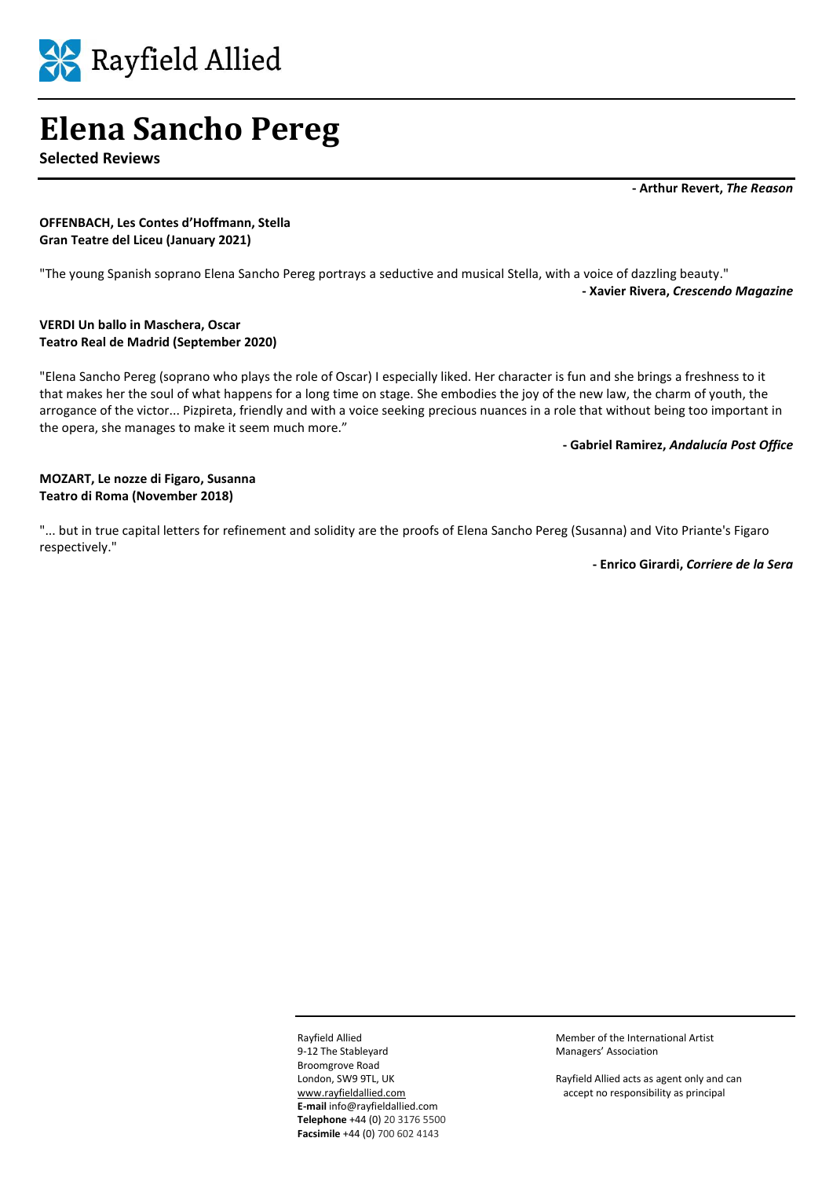# Elena Sancho Pereg

**Selected Reviews**

**- Arthur Revert, *The Reason***

**OFFENBACH, Les Contes d'Hoffmann, Stella**
**Gran Teatre del Liceu (January 2021)**

"The young Spanish soprano Elena Sancho Pereg portrays a seductive and musical Stella, with a voice of dazzling beauty."

**- Xavier Rivera, *Crescendo Magazine***

**VERDI Un ballo in Maschera, Oscar**
**Teatro Real de Madrid (September 2020)**

"Elena Sancho Pereg (soprano who plays the role of Oscar) I especially liked. Her character is fun and she brings a freshness to it that makes her the soul of what happens for a long time on stage. She embodies the joy of the new law, the charm of youth, the arrogance of the victor... Pizpireta, friendly and with a voice seeking precious nuances in a role that without being too important in the opera, she manages to make it seem much more."

**- Gabriel Ramirez, *Andalucía Post Office***

**MOZART, Le nozze di Figaro, Susanna**
**Teatro di Roma (November 2018)**

"... but in true capital letters for refinement and solidity are the proofs of Elena Sancho Pereg (Susanna) and Vito Priante's Figaro respectively."

**- Enrico Girardi, *Corriere de la Sera***

Rayfield Allied
9-12 The Stableyard
Broomgrove Road
London, SW9 9TL, UK
www.rayfieldallied.com
**E-mail** info@rayfieldallied.com
**Telephone** +44 (0) 20 3176 5500
**Facsimile** +44 (0) 700 602 4143

Member of the International Artist Managers' Association

Rayfield Allied acts as agent only and can accept no responsibility as principal